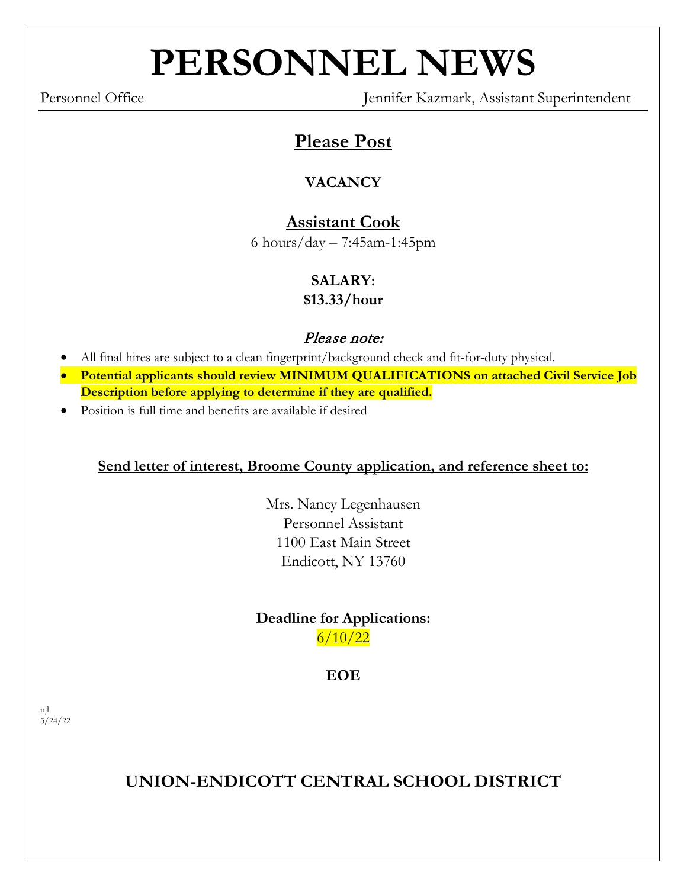# PERSONNEL NEWS

Personnel Office — Jennifer Kazmark, Assistant Superintendent

## Please Post

**VACANCY**

### Assistant Cook

6 hours/day – 7:45am-1:45pm

**SALARY:**
**$13.33/hour**

*Please note:*

- All final hires are subject to a clean fingerprint/background check and fit-for-duty physical.
- **Potential applicants should review MINIMUM QUALIFICATIONS on attached Civil Service Job Description before applying to determine if they are qualified.**
- Position is full time and benefits are available if desired

**Send letter of interest, Broome County application, and reference sheet to:**

Mrs. Nancy Legenhausen
Personnel Assistant
1100 East Main Street
Endicott, NY 13760

**Deadline for Applications:**
6/10/22

**EOE**

njl
5/24/22

## UNION-ENDICOTT CENTRAL SCHOOL DISTRICT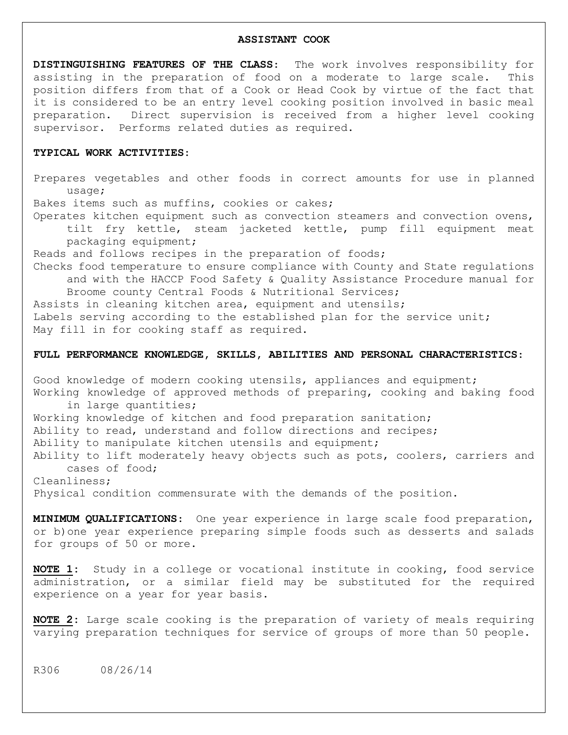# ASSISTANT COOK

**DISTINGUISHING FEATURES OF THE CLASS:** The work involves responsibility for assisting in the preparation of food on a moderate to large scale. This position differs from that of a Cook or Head Cook by virtue of the fact that it is considered to be an entry level cooking position involved in basic meal preparation. Direct supervision is received from a higher level cooking supervisor. Performs related duties as required.

**TYPICAL WORK ACTIVITIES:**

Prepares vegetables and other foods in correct amounts for use in planned usage;
Bakes items such as muffins, cookies or cakes;
Operates kitchen equipment such as convection steamers and convection ovens, tilt fry kettle, steam jacketed kettle, pump fill equipment meat packaging equipment;
Reads and follows recipes in the preparation of foods;
Checks food temperature to ensure compliance with County and State regulations and with the HACCP Food Safety & Quality Assistance Procedure manual for Broome county Central Foods & Nutritional Services;
Assists in cleaning kitchen area, equipment and utensils;
Labels serving according to the established plan for the service unit;
May fill in for cooking staff as required.

**FULL PERFORMANCE KNOWLEDGE, SKILLS, ABILITIES AND PERSONAL CHARACTERISTICS:**

Good knowledge of modern cooking utensils, appliances and equipment;
Working knowledge of approved methods of preparing, cooking and baking food in large quantities;
Working knowledge of kitchen and food preparation sanitation;
Ability to read, understand and follow directions and recipes;
Ability to manipulate kitchen utensils and equipment;
Ability to lift moderately heavy objects such as pots, coolers, carriers and cases of food;
Cleanliness;
Physical condition commensurate with the demands of the position.

**MINIMUM QUALIFICATIONS:** One year experience in large scale food preparation, or b)one year experience preparing simple foods such as desserts and salads for groups of 50 or more.

**NOTE 1:** Study in a college or vocational institute in cooking, food service administration, or a similar field may be substituted for the required experience on a year for year basis.

**NOTE 2:** Large scale cooking is the preparation of variety of meals requiring varying preparation techniques for service of groups of more than 50 people.

R306 08/26/14